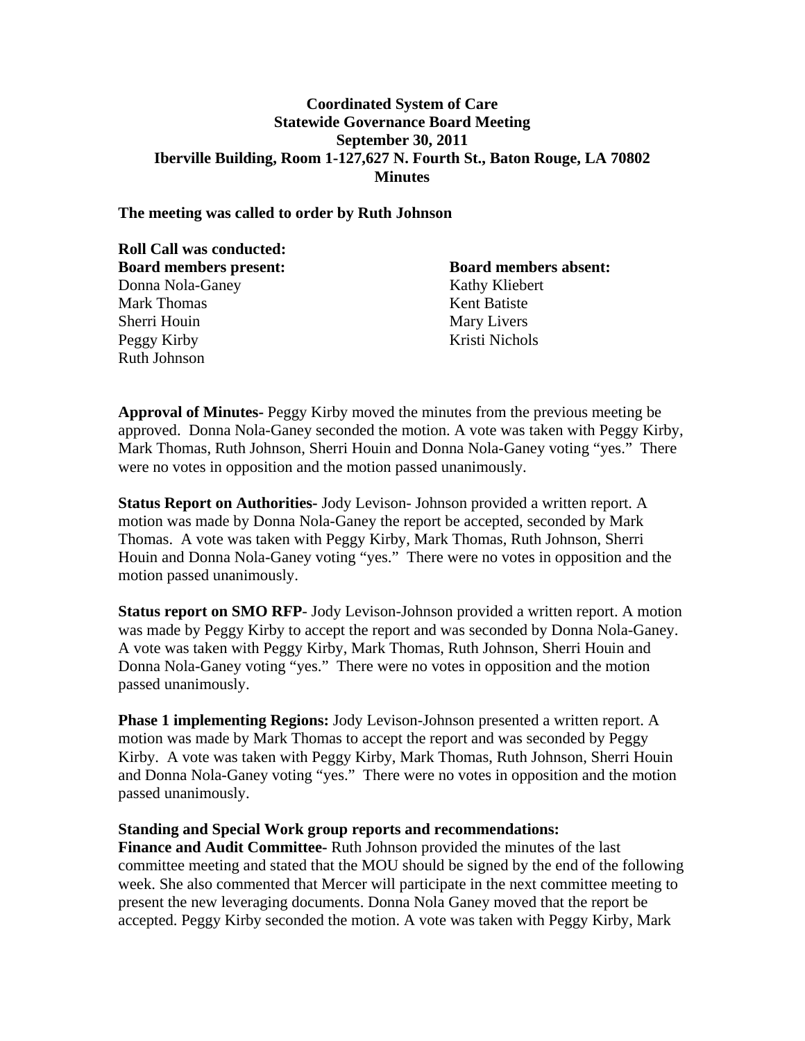**Coordinated System of Care**
**Statewide Governance Board Meeting**
**September 30, 2011**
**Iberville Building, Room 1-127,627 N. Fourth St., Baton Rouge, LA 70802**
**Minutes**

**The meeting was called to order by Ruth Johnson**

**Roll Call was conducted:**

**Board members present:**
Donna Nola-Ganey
Mark Thomas
Sherri Houin
Peggy Kirby
Ruth Johnson

**Board members absent:**
Kathy Kliebert
Kent Batiste
Mary Livers
Kristi Nichols

**Approval of Minutes-** Peggy Kirby moved the minutes from the previous meeting be approved. Donna Nola-Ganey seconded the motion. A vote was taken with Peggy Kirby, Mark Thomas, Ruth Johnson, Sherri Houin and Donna Nola-Ganey voting "yes." There were no votes in opposition and the motion passed unanimously.

**Status Report on Authorities-** Jody Levison- Johnson provided a written report. A motion was made by Donna Nola-Ganey the report be accepted, seconded by Mark Thomas. A vote was taken with Peggy Kirby, Mark Thomas, Ruth Johnson, Sherri Houin and Donna Nola-Ganey voting "yes." There were no votes in opposition and the motion passed unanimously.

**Status report on SMO RFP**- Jody Levison-Johnson provided a written report. A motion was made by Peggy Kirby to accept the report and was seconded by Donna Nola-Ganey. A vote was taken with Peggy Kirby, Mark Thomas, Ruth Johnson, Sherri Houin and Donna Nola-Ganey voting "yes." There were no votes in opposition and the motion passed unanimously.

**Phase 1 implementing Regions:** Jody Levison-Johnson presented a written report. A motion was made by Mark Thomas to accept the report and was seconded by Peggy Kirby. A vote was taken with Peggy Kirby, Mark Thomas, Ruth Johnson, Sherri Houin and Donna Nola-Ganey voting "yes." There were no votes in opposition and the motion passed unanimously.

**Standing and Special Work group reports and recommendations:**

**Finance and Audit Committee-** Ruth Johnson provided the minutes of the last committee meeting and stated that the MOU should be signed by the end of the following week. She also commented that Mercer will participate in the next committee meeting to present the new leveraging documents. Donna Nola Ganey moved that the report be accepted. Peggy Kirby seconded the motion. A vote was taken with Peggy Kirby, Mark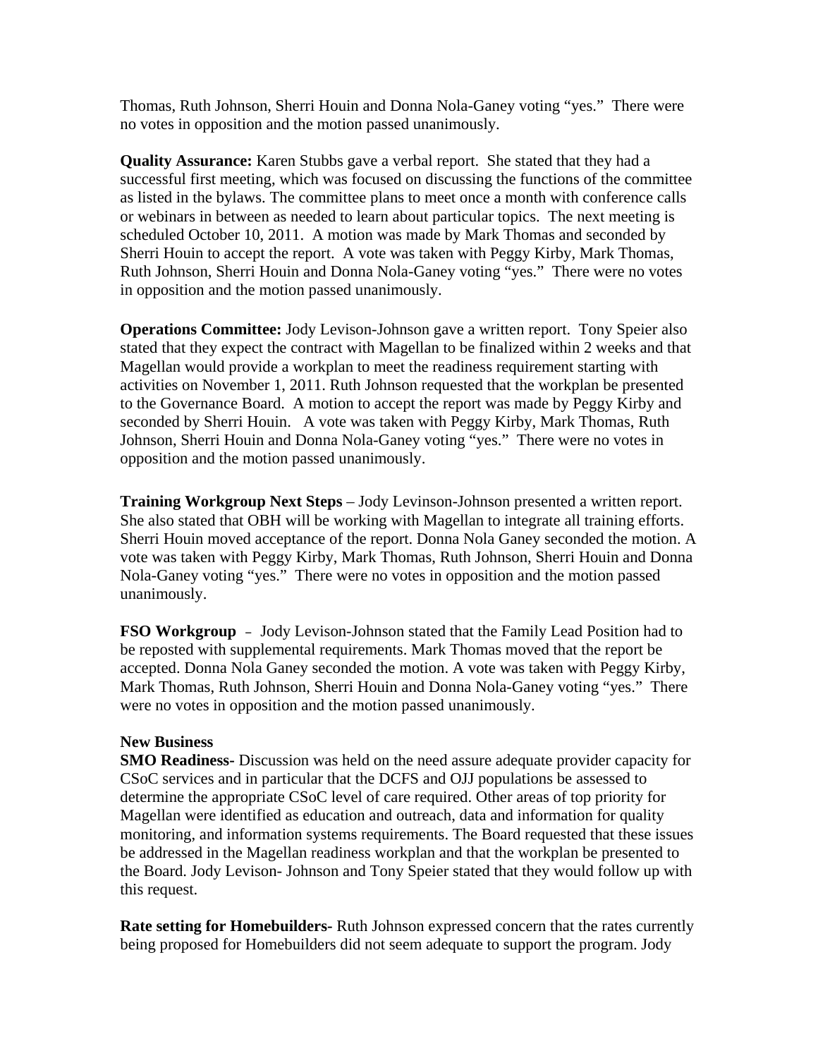Thomas, Ruth Johnson, Sherri Houin and Donna Nola-Ganey voting "yes." There were no votes in opposition and the motion passed unanimously.

**Quality Assurance:** Karen Stubbs gave a verbal report. She stated that they had a successful first meeting, which was focused on discussing the functions of the committee as listed in the bylaws. The committee plans to meet once a month with conference calls or webinars in between as needed to learn about particular topics. The next meeting is scheduled October 10, 2011. A motion was made by Mark Thomas and seconded by Sherri Houin to accept the report. A vote was taken with Peggy Kirby, Mark Thomas, Ruth Johnson, Sherri Houin and Donna Nola-Ganey voting "yes." There were no votes in opposition and the motion passed unanimously.

**Operations Committee:** Jody Levison-Johnson gave a written report. Tony Speier also stated that they expect the contract with Magellan to be finalized within 2 weeks and that Magellan would provide a workplan to meet the readiness requirement starting with activities on November 1, 2011. Ruth Johnson requested that the workplan be presented to the Governance Board. A motion to accept the report was made by Peggy Kirby and seconded by Sherri Houin. A vote was taken with Peggy Kirby, Mark Thomas, Ruth Johnson, Sherri Houin and Donna Nola-Ganey voting "yes." There were no votes in opposition and the motion passed unanimously.

**Training Workgroup Next Steps** – Jody Levinson-Johnson presented a written report. She also stated that OBH will be working with Magellan to integrate all training efforts. Sherri Houin moved acceptance of the report. Donna Nola Ganey seconded the motion. A vote was taken with Peggy Kirby, Mark Thomas, Ruth Johnson, Sherri Houin and Donna Nola-Ganey voting "yes." There were no votes in opposition and the motion passed unanimously.

**FSO Workgroup** – Jody Levison-Johnson stated that the Family Lead Position had to be reposted with supplemental requirements. Mark Thomas moved that the report be accepted. Donna Nola Ganey seconded the motion. A vote was taken with Peggy Kirby, Mark Thomas, Ruth Johnson, Sherri Houin and Donna Nola-Ganey voting "yes." There were no votes in opposition and the motion passed unanimously.

**New Business**

**SMO Readiness-** Discussion was held on the need assure adequate provider capacity for CSoC services and in particular that the DCFS and OJJ populations be assessed to determine the appropriate CSoC level of care required. Other areas of top priority for Magellan were identified as education and outreach, data and information for quality monitoring, and information systems requirements. The Board requested that these issues be addressed in the Magellan readiness workplan and that the workplan be presented to the Board. Jody Levison- Johnson and Tony Speier stated that they would follow up with this request.

**Rate setting for Homebuilders-** Ruth Johnson expressed concern that the rates currently being proposed for Homebuilders did not seem adequate to support the program. Jody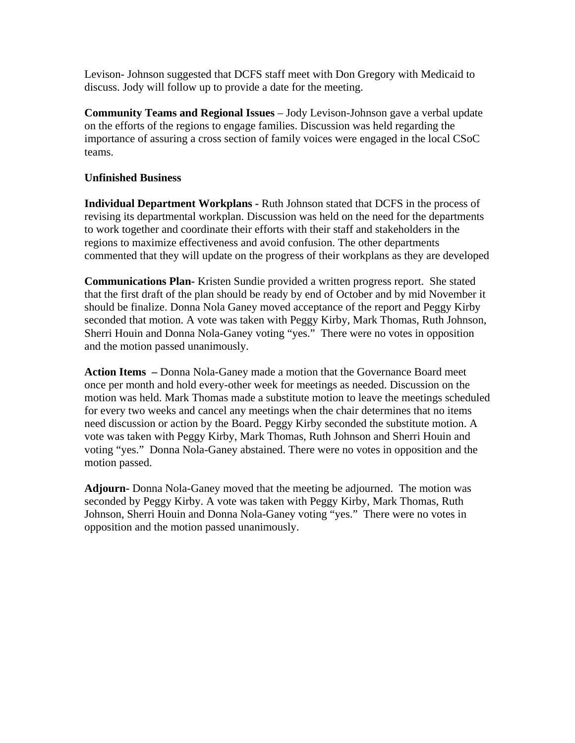Levison- Johnson suggested that DCFS staff meet with Don Gregory with Medicaid to discuss. Jody will follow up to provide a date for the meeting.

**Community Teams and Regional Issues** – Jody Levison-Johnson gave a verbal update on the efforts of the regions to engage families. Discussion was held regarding the importance of assuring a cross section of family voices were engaged in the local CSoC teams.

**Unfinished Business**

**Individual Department Workplans -** Ruth Johnson stated that DCFS in the process of revising its departmental workplan. Discussion was held on the need for the departments to work together and coordinate their efforts with their staff and stakeholders in the regions to maximize effectiveness and avoid confusion. The other departments commented that they will update on the progress of their workplans as they are developed

**Communications Plan-** Kristen Sundie provided a written progress report. She stated that the first draft of the plan should be ready by end of October and by mid November it should be finalize. Donna Nola Ganey moved acceptance of the report and Peggy Kirby seconded that motion. A vote was taken with Peggy Kirby, Mark Thomas, Ruth Johnson, Sherri Houin and Donna Nola-Ganey voting “yes.” There were no votes in opposition and the motion passed unanimously.

**Action Items –** Donna Nola-Ganey made a motion that the Governance Board meet once per month and hold every-other week for meetings as needed. Discussion on the motion was held. Mark Thomas made a substitute motion to leave the meetings scheduled for every two weeks and cancel any meetings when the chair determines that no items need discussion or action by the Board. Peggy Kirby seconded the substitute motion. A vote was taken with Peggy Kirby, Mark Thomas, Ruth Johnson and Sherri Houin and voting “yes.” Donna Nola-Ganey abstained. There were no votes in opposition and the motion passed.

**Adjourn-** Donna Nola-Ganey moved that the meeting be adjourned. The motion was seconded by Peggy Kirby. A vote was taken with Peggy Kirby, Mark Thomas, Ruth Johnson, Sherri Houin and Donna Nola-Ganey voting “yes.” There were no votes in opposition and the motion passed unanimously.